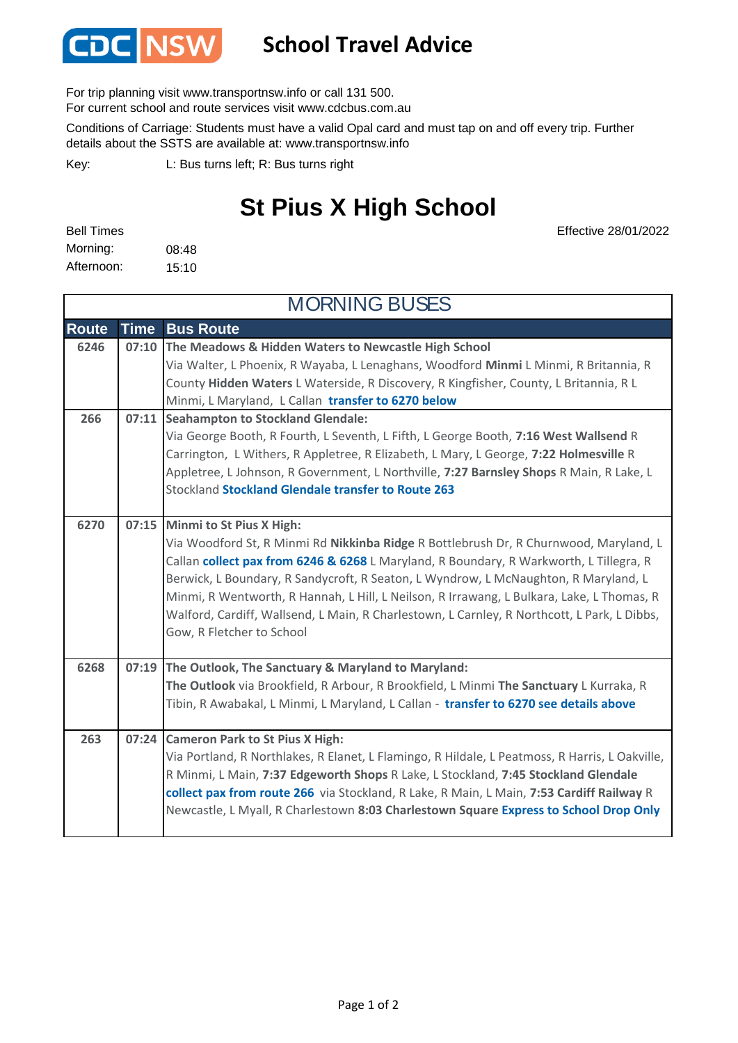# CDC NSW School Travel Advice

For trip planning visit www.transportnsw.info or call 131 500.
For current school and route services visit www.cdcbus.com.au

Conditions of Carriage: Students must have a valid Opal card and must tap on and off every trip. Further details about the SSTS are available at: www.transportnsw.info

Key: L: Bus turns left; R: Bus turns right

# St Pius X High School

Effective 28/01/2022

Bell Times
Morning: 08:48
Afternoon: 15:10

## MORNING BUSES

| Route | Time | Bus Route |
|---|---|---|
| 6246 | 07:10 | **The Meadows & Hidden Waters to Newcastle High School** Via Walter, L Phoenix, R Wayaba, L Lenaghans, Woodford **Minmi** L Minmi, R Britannia, R County **Hidden Waters** L Waterside, R Discovery, R Kingfisher, County, L Britannia, R L Minmi, L Maryland, L Callan **transfer to 6270 below** |
| 266 | 07:11 | **Seahampton to Stockland Glendale:** Via George Booth, R Fourth, L Seventh, L Fifth, L George Booth, **7:16 West Wallsend** R Carrington, L Withers, R Appletree, R Elizabeth, L Mary, L George, **7:22 Holmesville** R Appletree, L Johnson, R Government, L Northville, **7:27 Barnsley Shops** R Main, R Lake, L Stockland **Stockland Glendale transfer to Route 263** |
| 6270 | 07:15 | **Minmi to St Pius X High:** Via Woodford St, R Minmi Rd **Nikkinba Ridge** R Bottlebrush Dr, R Churnwood, Maryland, L Callan **collect pax from 6246 & 6268** L Maryland, R Boundary, R Warkworth, L Tillegra, R Berwick, L Boundary, R Sandycroft, R Seaton, L Wyndrow, L McNaughton, R Maryland, L Minmi, R Wentworth, R Hannah, L Hill, L Neilson, R Irrawang, L Bulkara, Lake, L Thomas, R Walford, Cardiff, Wallsend, L Main, R Charlestown, L Carnley, R Northcott, L Park, L Dibbs, Gow, R Fletcher to School |
| 6268 | 07:19 | **The Outlook, The Sanctuary & Maryland to Maryland:** **The Outlook** via Brookfield, R Arbour, R Brookfield, L Minmi **The Sanctuary** L Kurraka, R Tibin, R Awabakal, L Minmi, L Maryland, L Callan - **transfer to 6270 see details above** |
| 263 | 07:24 | **Cameron Park to St Pius X High:** Via Portland, R Northlakes, R Elanet, L Flamingo, R Hildale, L Peatmoss, R Harris, L Oakville, R Minmi, L Main, **7:37 Edgeworth Shops** R Lake, L Stockland, **7:45 Stockland Glendale** **collect pax from route 266** via Stockland, R Lake, R Main, L Main, **7:53 Cardiff Railway** R Newcastle, L Myall, R Charlestown **8:03 Charlestown Square** **Express to School Drop Only** |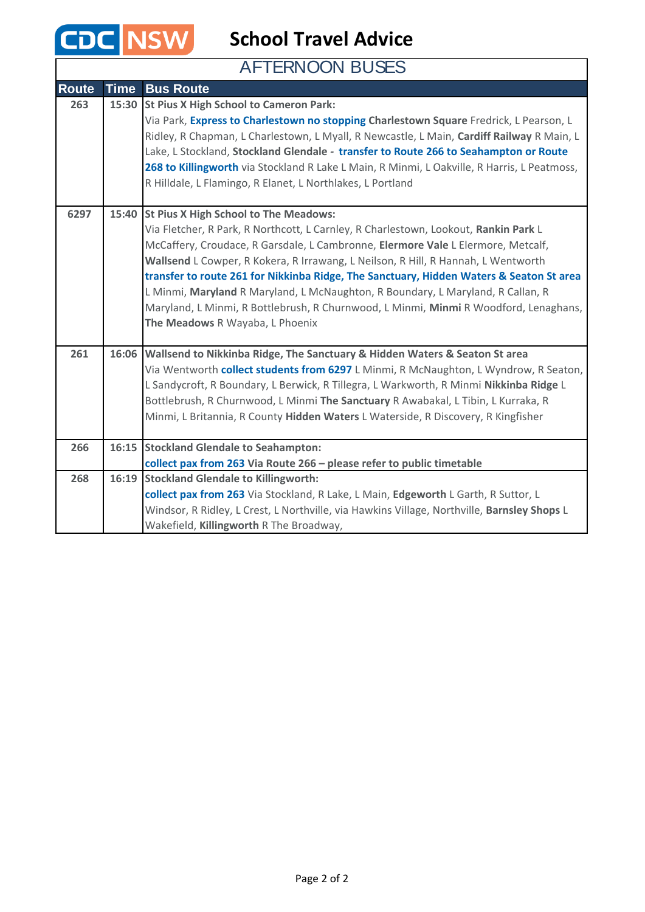# School Travel Advice

## AFTERNOON BUSES

| Route | Time | Bus Route |
|---|---|---|
| 263 | 15:30 | **St Pius X High School to Cameron Park:** Via Park, **Express to Charlestown no stopping Charlestown Square** Fredrick, L Pearson, L Ridley, R Chapman, L Charlestown, L Myall, R Newcastle, L Main, **Cardiff Railway** R Main, L Lake, L Stockland, **Stockland Glendale - transfer to Route 266 to Seahampton or Route 268 to Killingworth** via Stockland R Lake L Main, R Minmi, L Oakville, R Harris, L Peatmoss, R Hilldale, L Flamingo, R Elanet, L Northlakes, L Portland |
| 6297 | 15:40 | **St Pius X High School to The Meadows:** Via Fletcher, R Park, R Northcott, L Carnley, R Charlestown, Lookout, **Rankin Park** L McCaffery, Croudace, R Garsdale, L Cambronne, **Elermore Vale** L Elermore, Metcalf, **Wallsend** L Cowper, R Kokera, R Irrawang, L Neilson, R Hill, R Hannah, L Wentworth **transfer to route 261 for Nikkinba Ridge, The Sanctuary, Hidden Waters & Seaton St area** L Minmi, **Maryland** R Maryland, L McNaughton, R Boundary, L Maryland, R Callan, R Maryland, L Minmi, R Bottlebrush, R Churnwood, L Minmi, **Minmi** R Woodford, Lenaghans, **The Meadows** R Wayaba, L Phoenix |
| 261 | 16:06 | **Wallsend to Nikkinba Ridge, The Sanctuary & Hidden Waters & Seaton St area** Via Wentworth **collect students from 6297** L Minmi, R McNaughton, L Wyndrow, R Seaton, L Sandycroft, R Boundary, L Berwick, R Tillegra, L Warkworth, R Minmi **Nikkinba Ridge** L Bottlebrush, R Churnwood, L Minmi **The Sanctuary** R Awabakal, L Tibin, L Kurraka, R Minmi, L Britannia, R County **Hidden Waters** L Waterside, R Discovery, R Kingfisher |
| 266 | 16:15 | **Stockland Glendale to Seahampton:** **collect pax from 263 Via Route 266 – please refer to public timetable** |
| 268 | 16:19 | **Stockland Glendale to Killingworth:** **collect pax from 263** Via Stockland, R Lake, L Main, **Edgeworth** L Garth, R Suttor, L Windsor, R Ridley, L Crest, L Northville, via Hawkins Village, Northville, **Barnsley Shops** L Wakefield, **Killingworth** R The Broadway, |